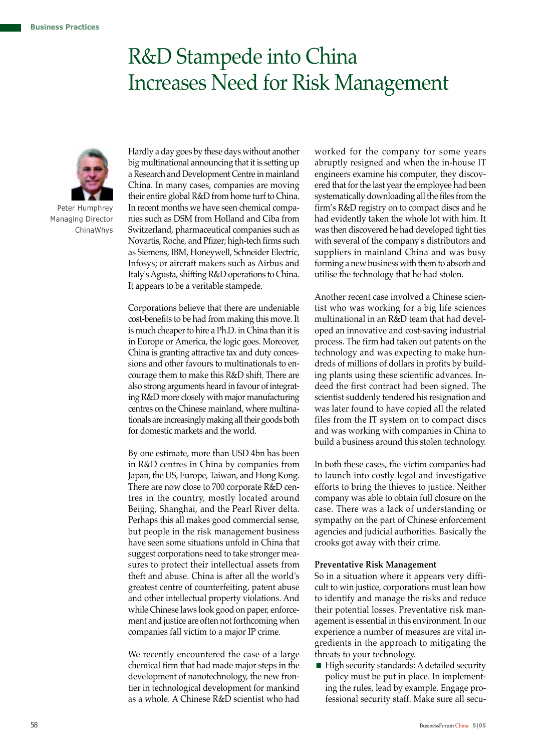# R&D Stampede into China Increases Need for Risk Management

Peter Humphrey
Managing Director
ChinaWhys

Hardly a day goes by these days without another big multinational announcing that it is setting up a Research and Development Centre in mainland China. In many cases, companies are moving their entire global R&D from home turf to China. In recent months we have seen chemical companies such as DSM from Holland and Ciba from Switzerland, pharmaceutical companies such as Novartis, Roche, and Pfizer; high-tech firms such as Siemens, IBM, Honeywell, Schneider Electric, Infosys; or aircraft makers such as Airbus and Italy's Agusta, shifting R&D operations to China. It appears to be a veritable stampede.

Corporations believe that there are undeniable cost-benefits to be had from making this move. It is much cheaper to hire a Ph.D. in China than it is in Europe or America, the logic goes. Moreover, China is granting attractive tax and duty concessions and other favours to multinationals to encourage them to make this R&D shift. There are also strong arguments heard in favour of integrating R&D more closely with major manufacturing centres on the Chinese mainland, where multinationals are increasingly making all their goods both for domestic markets and the world.

By one estimate, more than USD 4bn has been in R&D centres in China by companies from Japan, the US, Europe, Taiwan, and Hong Kong. There are now close to 700 corporate R&D centres in the country, mostly located around Beijing, Shanghai, and the Pearl River delta. Perhaps this all makes good commercial sense, but people in the risk management business have seen some situations unfold in China that suggest corporations need to take stronger measures to protect their intellectual assets from theft and abuse. China is after all the world's greatest centre of counterfeiting, patent abuse and other intellectual property violations. And while Chinese laws look good on paper, enforcement and justice are often not forthcoming when companies fall victim to a major IP crime.

We recently encountered the case of a large chemical firm that had made major steps in the development of nanotechnology, the new frontier in technological development for mankind as a whole. A Chinese R&D scientist who had worked for the company for some years abruptly resigned and when the in-house IT engineers examine his computer, they discovered that for the last year the employee had been systematically downloading all the files from the firm's R&D registry on to compact discs and he had evidently taken the whole lot with him. It was then discovered he had developed tight ties with several of the company's distributors and suppliers in mainland China and was busy forming a new business with them to absorb and utilise the technology that he had stolen.

Another recent case involved a Chinese scientist who was working for a big life sciences multinational in an R&D team that had developed an innovative and cost-saving industrial process. The firm had taken out patents on the technology and was expecting to make hundreds of millions of dollars in profits by building plants using these scientific advances. Indeed the first contract had been signed. The scientist suddenly tendered his resignation and was later found to have copied all the related files from the IT system on to compact discs and was working with companies in China to build a business around this stolen technology.

In both these cases, the victim companies had to launch into costly legal and investigative efforts to bring the thieves to justice. Neither company was able to obtain full closure on the case. There was a lack of understanding or sympathy on the part of Chinese enforcement agencies and judicial authorities. Basically the crooks got away with their crime.

### Preventative Risk Management

So in a situation where it appears very difficult to win justice, corporations must lean how to identify and manage the risks and reduce their potential losses. Preventative risk management is essential in this environment. In our experience a number of measures are vital ingredients in the approach to mitigating the threats to your technology.

- High security standards: A detailed security policy must be put in place. In implementing the rules, lead by example. Engage professional security staff. Make sure all secu-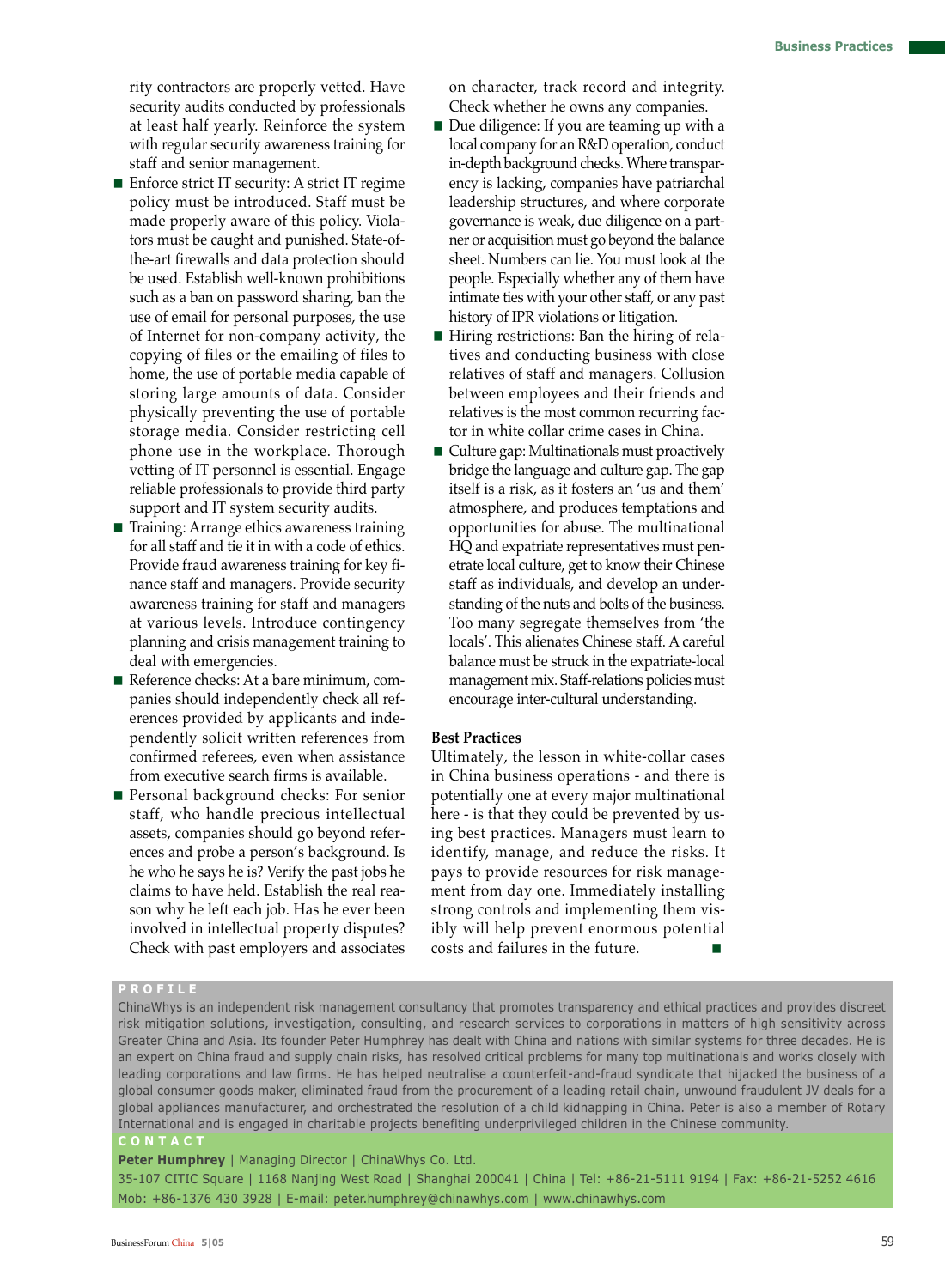rity contractors are properly vetted. Have security audits conducted by professionals at least half yearly. Reinforce the system with regular security awareness training for staff and senior management.

- Enforce strict IT security: A strict IT regime policy must be introduced. Staff must be made properly aware of this policy. Violators must be caught and punished. State-of-the-art firewalls and data protection should be used. Establish well-known prohibitions such as a ban on password sharing, ban the use of email for personal purposes, the use of Internet for non-company activity, the copying of files or the emailing of files to home, the use of portable media capable of storing large amounts of data. Consider physically preventing the use of portable storage media. Consider restricting cell phone use in the workplace. Thorough vetting of IT personnel is essential. Engage reliable professionals to provide third party support and IT system security audits.
- Training: Arrange ethics awareness training for all staff and tie it in with a code of ethics. Provide fraud awareness training for key finance staff and managers. Provide security awareness training for staff and managers at various levels. Introduce contingency planning and crisis management training to deal with emergencies.
- Reference checks: At a bare minimum, companies should independently check all references provided by applicants and independently solicit written references from confirmed referees, even when assistance from executive search firms is available.
- Personal background checks: For senior staff, who handle precious intellectual assets, companies should go beyond references and probe a person's background. Is he who he says he is? Verify the past jobs he claims to have held. Establish the real reason why he left each job. Has he ever been involved in intellectual property disputes? Check with past employers and associates on character, track record and integrity. Check whether he owns any companies.
- Due diligence: If you are teaming up with a local company for an R&D operation, conduct in-depth background checks. Where transparency is lacking, companies have patriarchal leadership structures, and where corporate governance is weak, due diligence on a partner or acquisition must go beyond the balance sheet. Numbers can lie. You must look at the people. Especially whether any of them have intimate ties with your other staff, or any past history of IPR violations or litigation.
- Hiring restrictions: Ban the hiring of relatives and conducting business with close relatives of staff and managers. Collusion between employees and their friends and relatives is the most common recurring factor in white collar crime cases in China.
- Culture gap: Multinationals must proactively bridge the language and culture gap. The gap itself is a risk, as it fosters an 'us and them' atmosphere, and produces temptations and opportunities for abuse. The multinational HQ and expatriate representatives must penetrate local culture, get to know their Chinese staff as individuals, and develop an understanding of the nuts and bolts of the business. Too many segregate themselves from 'the locals'. This alienates Chinese staff. A careful balance must be struck in the expatriate-local management mix. Staff-relations policies must encourage inter-cultural understanding.

**Best Practices**

Ultimately, the lesson in white-collar cases in China business operations - and there is potentially one at every major multinational here - is that they could be prevented by using best practices. Managers must learn to identify, manage, and reduce the risks. It pays to provide resources for risk management from day one. Immediately installing strong controls and implementing them visibly will help prevent enormous potential costs and failures in the future. ■

**PROFILE**

ChinaWhys is an independent risk management consultancy that promotes transparency and ethical practices and provides discreet risk mitigation solutions, investigation, consulting, and research services to corporations in matters of high sensitivity across Greater China and Asia. Its founder Peter Humphrey has dealt with China and nations with similar systems for three decades. He is an expert on China fraud and supply chain risks, has resolved critical problems for many top multinationals and works closely with leading corporations and law firms. He has helped neutralise a counterfeit-and-fraud syndicate that hijacked the business of a global consumer goods maker, eliminated fraud from the procurement of a leading retail chain, unwound fraudulent JV deals for a global appliances manufacturer, and orchestrated the resolution of a child kidnapping in China. Peter is also a member of Rotary International and is engaged in charitable projects benefiting underprivileged children in the Chinese community.

**CONTACT**

**Peter Humphrey** | Managing Director | ChinaWhys Co. Ltd.
35-107 CITIC Square | 1168 Nanjing West Road | Shanghai 200041 | China | Tel: +86-21-5111 9194 | Fax: +86-21-5252 4616
Mob: +86-1376 430 3928 | E-mail: peter.humphrey@chinawhys.com | www.chinawhys.com